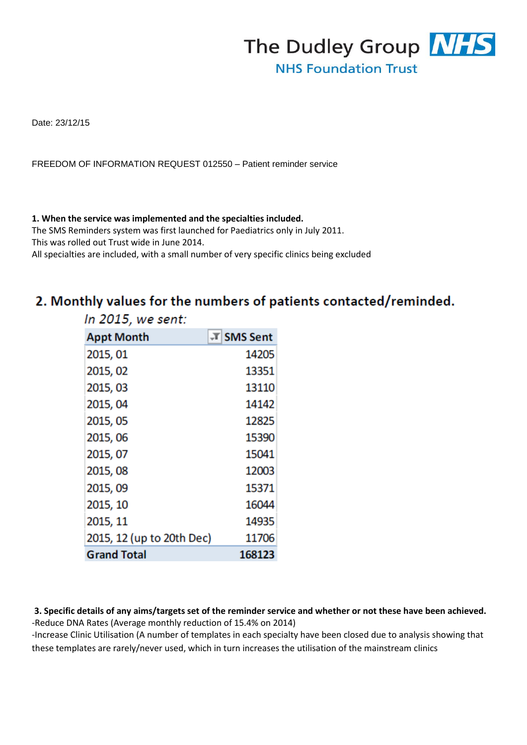The Dudley Group NHS
NHS Foundation Trust

Date: 23/12/15

FREEDOM OF INFORMATION REQUEST 012550 – Patient reminder service

**1. When the service was implemented and the specialties included.**
The SMS Reminders system was first launched for Paediatrics only in July 2011.
This was rolled out Trust wide in June 2014.
All specialties are included, with a small number of very specific clinics being excluded

## 2. Monthly values for the numbers of patients contacted/reminded.

*In 2015, we sent:*

| Appt Month | SMS Sent |
|---|---|
| 2015, 01 | 14205 |
| 2015, 02 | 13351 |
| 2015, 03 | 13110 |
| 2015, 04 | 14142 |
| 2015, 05 | 12825 |
| 2015, 06 | 15390 |
| 2015, 07 | 15041 |
| 2015, 08 | 12003 |
| 2015, 09 | 15371 |
| 2015, 10 | 16044 |
| 2015, 11 | 14935 |
| 2015, 12 (up to 20th Dec) | 11706 |
| **Grand Total** | **168123** |

**3. Specific details of any aims/targets set of the reminder service and whether or not these have been achieved.**
-Reduce DNA Rates (Average monthly reduction of 15.4% on 2014)
-Increase Clinic Utilisation (A number of templates in each specialty have been closed due to analysis showing that these templates are rarely/never used, which in turn increases the utilisation of the mainstream clinics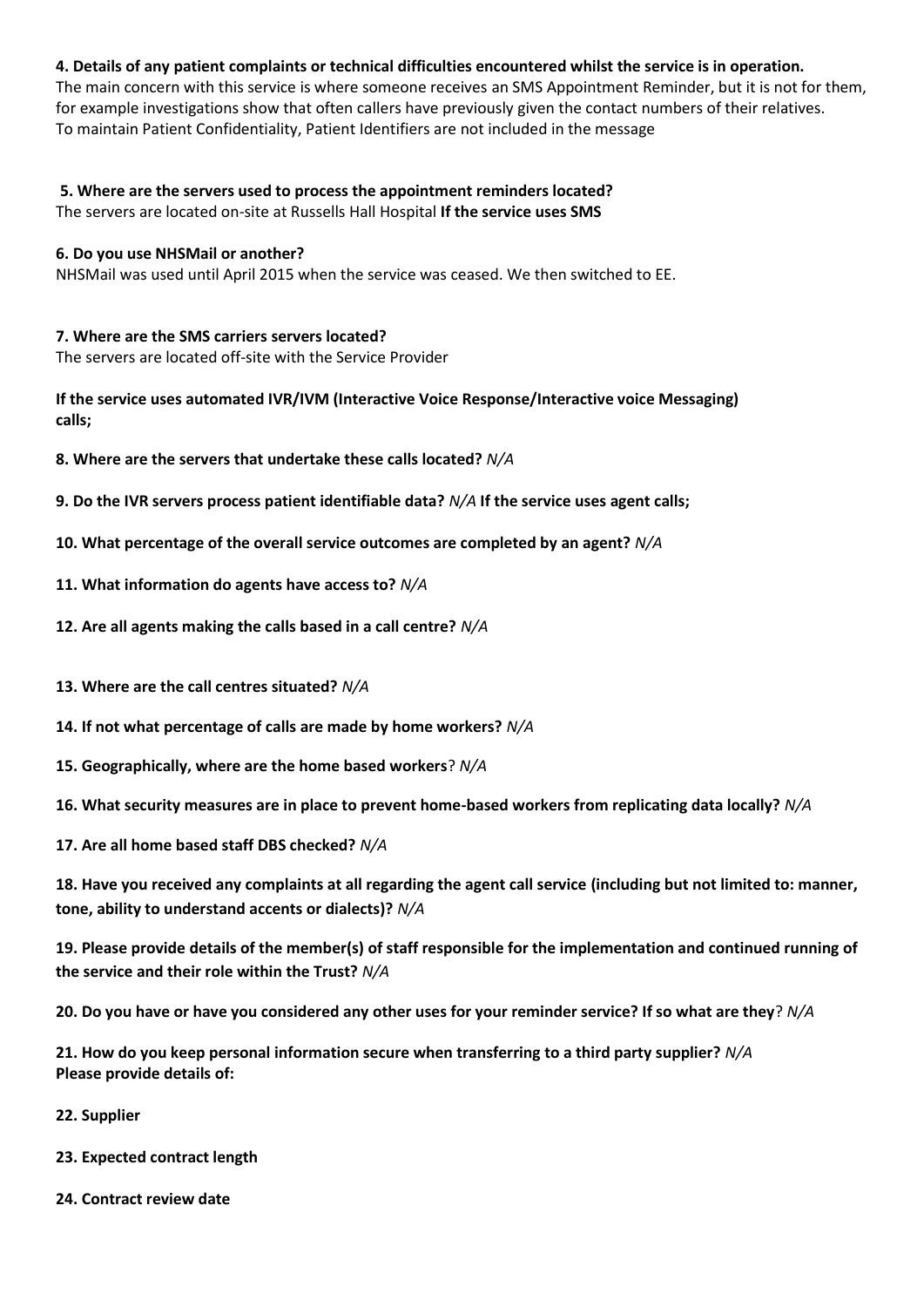**4. Details of any patient complaints or technical difficulties encountered whilst the service is in operation.**
The main concern with this service is where someone receives an SMS Appointment Reminder, but it is not for them, for example investigations show that often callers have previously given the contact numbers of their relatives.
To maintain Patient Confidentiality, Patient Identifiers are not included in the message

**5. Where are the servers used to process the appointment reminders located?**
The servers are located on-site at Russells Hall Hospital **If the service uses SMS**

**6. Do you use NHSMail or another?**
NHSMail was used until April 2015 when the service was ceased. We then switched to EE.

**7. Where are the SMS carriers servers located?**
The servers are located off-site with the Service Provider

**If the service uses automated IVR/IVM (Interactive Voice Response/Interactive voice Messaging) calls;**

**8. Where are the servers that undertake these calls located?** *N/A*

**9. Do the IVR servers process patient identifiable data?** *N/A* **If the service uses agent calls;**

**10. What percentage of the overall service outcomes are completed by an agent?** *N/A*

**11. What information do agents have access to?** *N/A*

**12. Are all agents making the calls based in a call centre?** *N/A*

**13. Where are the call centres situated?** *N/A*

**14. If not what percentage of calls are made by home workers?** *N/A*

**15. Geographically, where are the home based workers**? *N/A*

**16. What security measures are in place to prevent home-based workers from replicating data locally?** *N/A*

**17. Are all home based staff DBS checked?** *N/A*

**18. Have you received any complaints at all regarding the agent call service (including but not limited to: manner, tone, ability to understand accents or dialects)?** *N/A*

**19. Please provide details of the member(s) of staff responsible for the implementation and continued running of the service and their role within the Trust?** *N/A*

**20. Do you have or have you considered any other uses for your reminder service? If so what are they**? *N/A*

**21. How do you keep personal information secure when transferring to a third party supplier?** *N/A*
**Please provide details of:**

**22. Supplier**

**23. Expected contract length**

**24. Contract review date**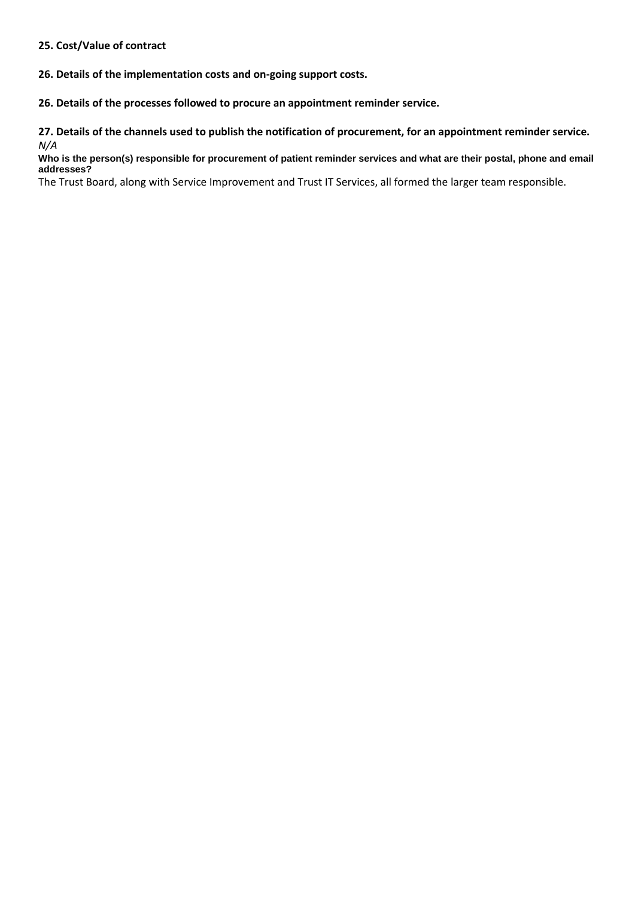**25. Cost/Value of contract**

**26. Details of the implementation costs and on-going support costs.**

**26. Details of the processes followed to procure an appointment reminder service.**

**27. Details of the channels used to publish the notification of procurement, for an appointment reminder service.**
*N/A*

**Who is the person(s) responsible for procurement of patient reminder services and what are their postal, phone and email addresses?**

The Trust Board, along with Service Improvement and Trust IT Services, all formed the larger team responsible.